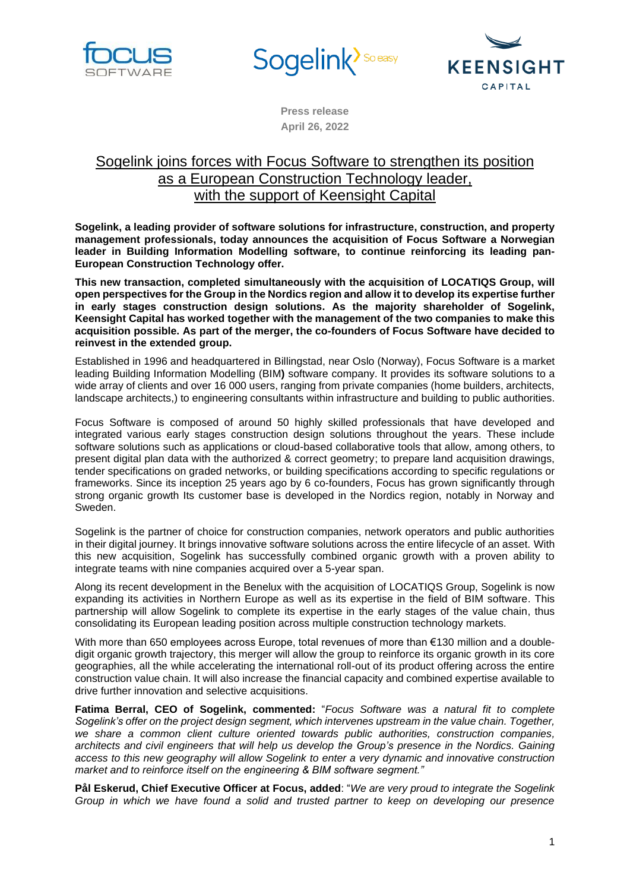**Press release**
**April 26, 2022**

# Sogelink joins forces with Focus Software to strengthen its position as a European Construction Technology leader, with the support of Keensight Capital

**Sogelink, a leading provider of software solutions for infrastructure, construction, and property management professionals, today announces the acquisition of Focus Software a Norwegian leader in Building Information Modelling software, to continue reinforcing its leading pan-European Construction Technology offer.**

**This new transaction, completed simultaneously with the acquisition of LOCATIQS Group, will open perspectives for the Group in the Nordics region and allow it to develop its expertise further in early stages construction design solutions. As the majority shareholder of Sogelink, Keensight Capital has worked together with the management of the two companies to make this acquisition possible. As part of the merger, the co-founders of Focus Software have decided to reinvest in the extended group.**

Established in 1996 and headquartered in Billingstad, near Oslo (Norway), Focus Software is a market leading Building Information Modelling (BIM**)** software company. It provides its software solutions to a wide array of clients and over 16 000 users, ranging from private companies (home builders, architects, landscape architects,) to engineering consultants within infrastructure and building to public authorities.

Focus Software is composed of around 50 highly skilled professionals that have developed and integrated various early stages construction design solutions throughout the years. These include software solutions such as applications or cloud-based collaborative tools that allow, among others, to present digital plan data with the authorized & correct geometry; to prepare land acquisition drawings, tender specifications on graded networks, or building specifications according to specific regulations or frameworks. Since its inception 25 years ago by 6 co-founders, Focus has grown significantly through strong organic growth Its customer base is developed in the Nordics region, notably in Norway and Sweden.

Sogelink is the partner of choice for construction companies, network operators and public authorities in their digital journey. It brings innovative software solutions across the entire lifecycle of an asset. With this new acquisition, Sogelink has successfully combined organic growth with a proven ability to integrate teams with nine companies acquired over a 5-year span.

Along its recent development in the Benelux with the acquisition of LOCATIQS Group, Sogelink is now expanding its activities in Northern Europe as well as its expertise in the field of BIM software. This partnership will allow Sogelink to complete its expertise in the early stages of the value chain, thus consolidating its European leading position across multiple construction technology markets.

With more than 650 employees across Europe, total revenues of more than €130 million and a double-digit organic growth trajectory, this merger will allow the group to reinforce its organic growth in its core geographies, all the while accelerating the international roll-out of its product offering across the entire construction value chain. It will also increase the financial capacity and combined expertise available to drive further innovation and selective acquisitions.

**Fatima Berral, CEO of Sogelink, commented:** "*Focus Software was a natural fit to complete Sogelink's offer on the project design segment, which intervenes upstream in the value chain. Together, we share a common client culture oriented towards public authorities, construction companies, architects and civil engineers that will help us develop the Group's presence in the Nordics. Gaining access to this new geography will allow Sogelink to enter a very dynamic and innovative construction market and to reinforce itself on the engineering & BIM software segment."*

**Pål Eskerud, Chief Executive Officer at Focus, added**: "*We are very proud to integrate the Sogelink Group in which we have found a solid and trusted partner to keep on developing our presence*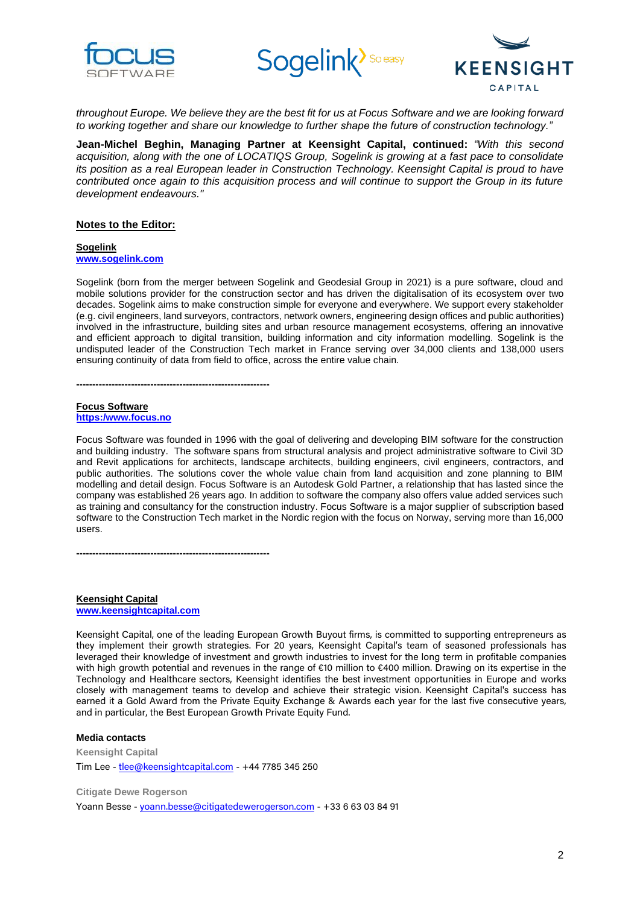*throughout Europe. We believe they are the best fit for us at Focus Software and we are looking forward to working together and share our knowledge to further shape the future of construction technology."*

**Jean-Michel Beghin, Managing Partner at Keensight Capital, continued:** *"With this second acquisition, along with the one of LOCATIQS Group, Sogelink is growing at a fast pace to consolidate its position as a real European leader in Construction Technology. Keensight Capital is proud to have contributed once again to this acquisition process and will continue to support the Group in its future development endeavours."*

## Notes to the Editor:

**Sogelink**
**www.sogelink.com**

Sogelink (born from the merger between Sogelink and Geodesial Group in 2021) is a pure software, cloud and mobile solutions provider for the construction sector and has driven the digitalisation of its ecosystem over two decades. Sogelink aims to make construction simple for everyone and everywhere. We support every stakeholder (e.g. civil engineers, land surveyors, contractors, network owners, engineering design offices and public authorities) involved in the infrastructure, building sites and urban resource management ecosystems, offering an innovative and efficient approach to digital transition, building information and city information modelling. Sogelink is the undisputed leader of the Construction Tech market in France serving over 34,000 clients and 138,000 users ensuring continuity of data from field to office, across the entire value chain.

-------------------------------------------------------------

**Focus Software**
**https:/www.focus.no**

Focus Software was founded in 1996 with the goal of delivering and developing BIM software for the construction and building industry. The software spans from structural analysis and project administrative software to Civil 3D and Revit applications for architects, landscape architects, building engineers, civil engineers, contractors, and public authorities. The solutions cover the whole value chain from land acquisition and zone planning to BIM modelling and detail design. Focus Software is an Autodesk Gold Partner, a relationship that has lasted since the company was established 26 years ago. In addition to software the company also offers value added services such as training and consultancy for the construction industry. Focus Software is a major supplier of subscription based software to the Construction Tech market in the Nordic region with the focus on Norway, serving more than 16,000 users.

-------------------------------------------------------------

**Keensight Capital**
**www.keensightcapital.com**

Keensight Capital, one of the leading European Growth Buyout firms, is committed to supporting entrepreneurs as they implement their growth strategies. For 20 years, Keensight Capital's team of seasoned professionals has leveraged their knowledge of investment and growth industries to invest for the long term in profitable companies with high growth potential and revenues in the range of €10 million to €400 million. Drawing on its expertise in the Technology and Healthcare sectors, Keensight identifies the best investment opportunities in Europe and works closely with management teams to develop and achieve their strategic vision. Keensight Capital's success has earned it a Gold Award from the Private Equity Exchange & Awards each year for the last five consecutive years, and in particular, the Best European Growth Private Equity Fund.

**Media contacts**

**Keensight Capital**
Tim Lee - tlee@keensightcapital.com - +44 7785 345 250

**Citigate Dewe Rogerson**
Yoann Besse - yoann.besse@citigatedewerogerson.com - +33 6 63 03 84 91